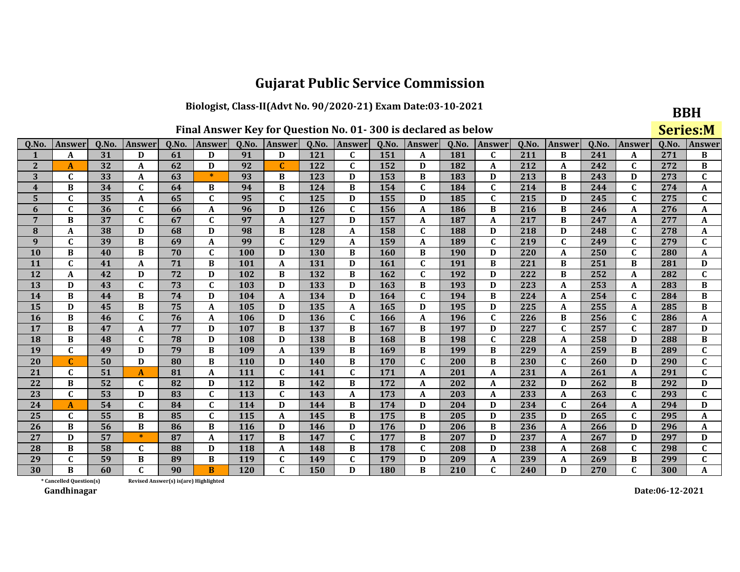# Gujarat Public Service Commission

**Biologist, Class-II(Advt No. 90/2020-21) Exam Date:03-10-2021**

**BBH**

**Series:M**

**Final Answer Key for Question No. 01- 300 is declared as below**

| Q.No. | Answer | Q.No. | Answer | Q.No. | Answer | Q.No. | Answer | Q.No. | Answer | Q.No. | Answer | Q.No. | Answer | Q.No. | Answer | Q.No. | Answer | Q.No. | Answer |
|---|---|---|---|---|---|---|---|---|---|---|---|---|---|---|---|---|---|---|---|
| 1 | A | 31 | D | 61 | D | 91 | D | 121 | C | 151 | A | 181 | C | 211 | B | 241 | A | 271 | B |
| 2 | A | 32 | A | 62 | D | 92 | C | 122 | C | 152 | D | 182 | A | 212 | A | 242 | C | 272 | B |
| 3 | C | 33 | A | 63 | * | 93 | B | 123 | D | 153 | B | 183 | D | 213 | B | 243 | D | 273 | C |
| 4 | B | 34 | C | 64 | B | 94 | B | 124 | B | 154 | C | 184 | C | 214 | B | 244 | C | 274 | A |
| 5 | C | 35 | A | 65 | C | 95 | C | 125 | D | 155 | D | 185 | C | 215 | D | 245 | C | 275 | C |
| 6 | C | 36 | C | 66 | A | 96 | D | 126 | C | 156 | A | 186 | B | 216 | B | 246 | A | 276 | A |
| 7 | B | 37 | C | 67 | C | 97 | A | 127 | D | 157 | A | 187 | A | 217 | B | 247 | A | 277 | A |
| 8 | A | 38 | D | 68 | D | 98 | B | 128 | A | 158 | C | 188 | D | 218 | D | 248 | C | 278 | A |
| 9 | C | 39 | B | 69 | A | 99 | C | 129 | A | 159 | A | 189 | C | 219 | C | 249 | C | 279 | C |
| 10 | B | 40 | B | 70 | C | 100 | D | 130 | B | 160 | B | 190 | D | 220 | A | 250 | C | 280 | A |
| 11 | C | 41 | A | 71 | B | 101 | A | 131 | D | 161 | C | 191 | B | 221 | B | 251 | B | 281 | D |
| 12 | A | 42 | D | 72 | D | 102 | B | 132 | B | 162 | C | 192 | D | 222 | B | 252 | A | 282 | C |
| 13 | D | 43 | C | 73 | C | 103 | D | 133 | D | 163 | B | 193 | D | 223 | A | 253 | A | 283 | B |
| 14 | B | 44 | B | 74 | D | 104 | A | 134 | D | 164 | C | 194 | B | 224 | A | 254 | C | 284 | B |
| 15 | D | 45 | B | 75 | A | 105 | D | 135 | A | 165 | D | 195 | D | 225 | A | 255 | A | 285 | B |
| 16 | B | 46 | C | 76 | A | 106 | D | 136 | C | 166 | A | 196 | C | 226 | B | 256 | C | 286 | A |
| 17 | B | 47 | A | 77 | D | 107 | B | 137 | B | 167 | B | 197 | D | 227 | C | 257 | C | 287 | D |
| 18 | B | 48 | C | 78 | D | 108 | D | 138 | B | 168 | B | 198 | C | 228 | A | 258 | D | 288 | B |
| 19 | C | 49 | D | 79 | B | 109 | A | 139 | B | 169 | B | 199 | B | 229 | A | 259 | B | 289 | C |
| 20 | C | 50 | D | 80 | B | 110 | D | 140 | B | 170 | C | 200 | B | 230 | C | 260 | D | 290 | C |
| 21 | C | 51 | A | 81 | A | 111 | C | 141 | C | 171 | A | 201 | A | 231 | A | 261 | A | 291 | C |
| 22 | B | 52 | C | 82 | D | 112 | B | 142 | B | 172 | A | 202 | A | 232 | D | 262 | B | 292 | D |
| 23 | C | 53 | D | 83 | C | 113 | C | 143 | A | 173 | A | 203 | A | 233 | A | 263 | C | 293 | C |
| 24 | A | 54 | C | 84 | C | 114 | D | 144 | B | 174 | D | 204 | D | 234 | C | 264 | A | 294 | D |
| 25 | C | 55 | B | 85 | C | 115 | A | 145 | B | 175 | B | 205 | D | 235 | D | 265 | C | 295 | A |
| 26 | B | 56 | B | 86 | B | 116 | D | 146 | D | 176 | D | 206 | B | 236 | A | 266 | D | 296 | A |
| 27 | D | 57 | * | 87 | A | 117 | B | 147 | C | 177 | B | 207 | D | 237 | A | 267 | D | 297 | D |
| 28 | B | 58 | C | 88 | D | 118 | A | 148 | B | 178 | C | 208 | D | 238 | A | 268 | C | 298 | C |
| 29 | C | 59 | B | 89 | B | 119 | C | 149 | C | 179 | D | 209 | A | 239 | A | 269 | B | 299 | C |
| 30 | B | 60 | C | 90 | B | 120 | C | 150 | D | 180 | B | 210 | C | 240 | D | 270 | C | 300 | A |

\* Cancelled Question(s)  Revised Answer(s) is(are) Highlighted

Gandhinagar

Date:06-12-2021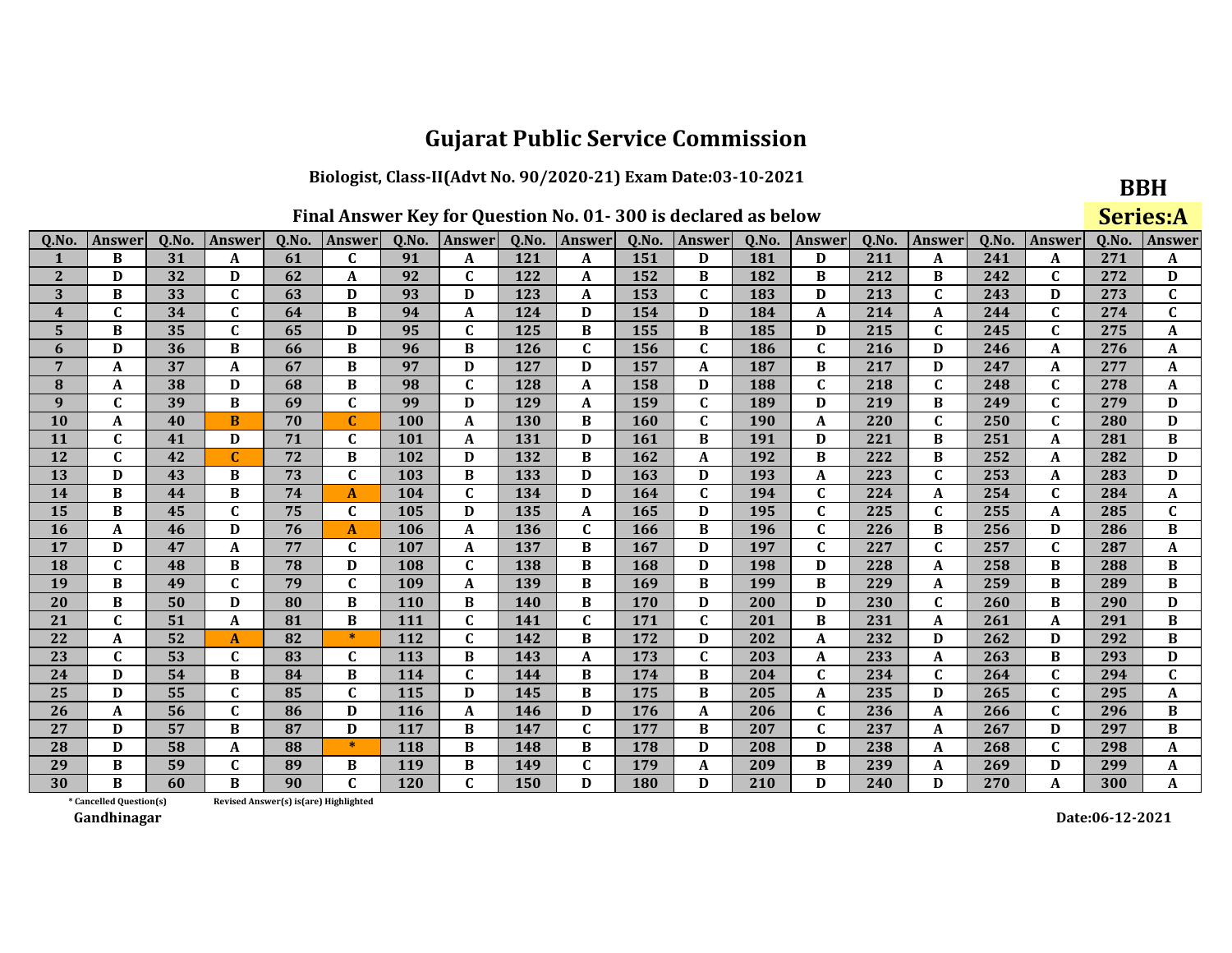# Gujarat Public Service Commission

## Biologist, Class-II(Advt No. 90/2020-21) Exam Date:03-10-2021

**BBH**

**Series:A**

### Final Answer Key for Question No. 01- 300 is declared as below

| Q.No. | Answer | Q.No. | Answer | Q.No. | Answer | Q.No. | Answer | Q.No. | Answer | Q.No. | Answer | Q.No. | Answer | Q.No. | Answer | Q.No. | Answer | Q.No. | Answer |
|---|---|---|---|---|---|---|---|---|---|---|---|---|---|---|---|---|---|---|---|
| 1 | B | 31 | A | 61 | C | 91 | A | 121 | A | 151 | D | 181 | D | 211 | A | 241 | A | 271 | A |
| 2 | D | 32 | D | 62 | A | 92 | C | 122 | A | 152 | B | 182 | B | 212 | B | 242 | C | 272 | D |
| 3 | B | 33 | C | 63 | D | 93 | D | 123 | A | 153 | C | 183 | D | 213 | C | 243 | D | 273 | C |
| 4 | C | 34 | C | 64 | B | 94 | A | 124 | D | 154 | D | 184 | A | 214 | A | 244 | C | 274 | C |
| 5 | B | 35 | C | 65 | D | 95 | C | 125 | B | 155 | B | 185 | D | 215 | C | 245 | C | 275 | A |
| 6 | D | 36 | B | 66 | B | 96 | B | 126 | C | 156 | C | 186 | C | 216 | D | 246 | A | 276 | A |
| 7 | A | 37 | A | 67 | B | 97 | D | 127 | D | 157 | A | 187 | B | 217 | D | 247 | A | 277 | A |
| 8 | A | 38 | D | 68 | B | 98 | C | 128 | A | 158 | D | 188 | C | 218 | C | 248 | C | 278 | A |
| 9 | C | 39 | B | 69 | C | 99 | D | 129 | A | 159 | C | 189 | D | 219 | B | 249 | C | 279 | D |
| 10 | A | 40 | B | 70 | C | 100 | A | 130 | B | 160 | C | 190 | A | 220 | C | 250 | C | 280 | D |
| 11 | C | 41 | D | 71 | C | 101 | A | 131 | D | 161 | B | 191 | D | 221 | B | 251 | A | 281 | B |
| 12 | C | 42 | C | 72 | B | 102 | D | 132 | B | 162 | A | 192 | B | 222 | B | 252 | A | 282 | D |
| 13 | D | 43 | B | 73 | C | 103 | B | 133 | D | 163 | D | 193 | A | 223 | C | 253 | A | 283 | D |
| 14 | B | 44 | B | 74 | A | 104 | C | 134 | D | 164 | C | 194 | C | 224 | A | 254 | C | 284 | A |
| 15 | B | 45 | C | 75 | C | 105 | D | 135 | A | 165 | D | 195 | C | 225 | C | 255 | A | 285 | C |
| 16 | A | 46 | D | 76 | A | 106 | A | 136 | C | 166 | B | 196 | C | 226 | B | 256 | D | 286 | B |
| 17 | D | 47 | A | 77 | C | 107 | A | 137 | B | 167 | D | 197 | C | 227 | C | 257 | C | 287 | A |
| 18 | C | 48 | B | 78 | D | 108 | C | 138 | B | 168 | D | 198 | D | 228 | A | 258 | B | 288 | B |
| 19 | B | 49 | C | 79 | C | 109 | A | 139 | B | 169 | B | 199 | B | 229 | A | 259 | B | 289 | B |
| 20 | B | 50 | D | 80 | B | 110 | B | 140 | B | 170 | D | 200 | D | 230 | C | 260 | B | 290 | D |
| 21 | C | 51 | A | 81 | B | 111 | C | 141 | C | 171 | C | 201 | B | 231 | A | 261 | A | 291 | B |
| 22 | A | 52 | A | 82 | * | 112 | C | 142 | B | 172 | D | 202 | A | 232 | D | 262 | D | 292 | B |
| 23 | C | 53 | C | 83 | C | 113 | B | 143 | A | 173 | C | 203 | A | 233 | A | 263 | B | 293 | D |
| 24 | D | 54 | B | 84 | B | 114 | C | 144 | B | 174 | B | 204 | C | 234 | C | 264 | C | 294 | C |
| 25 | D | 55 | C | 85 | C | 115 | D | 145 | B | 175 | B | 205 | A | 235 | D | 265 | C | 295 | A |
| 26 | A | 56 | C | 86 | D | 116 | A | 146 | D | 176 | A | 206 | C | 236 | A | 266 | C | 296 | B |
| 27 | D | 57 | B | 87 | D | 117 | B | 147 | C | 177 | B | 207 | C | 237 | A | 267 | D | 297 | B |
| 28 | D | 58 | A | 88 | * | 118 | B | 148 | B | 178 | D | 208 | D | 238 | A | 268 | C | 298 | A |
| 29 | B | 59 | C | 89 | B | 119 | B | 149 | C | 179 | A | 209 | B | 239 | A | 269 | D | 299 | A |
| 30 | B | 60 | B | 90 | C | 120 | C | 150 | D | 180 | D | 210 | D | 240 | D | 270 | A | 300 | A |

\* Cancelled Question(s)     Revised Answer(s) is(are) Highlighted

Gandhinagar

Date:06-12-2021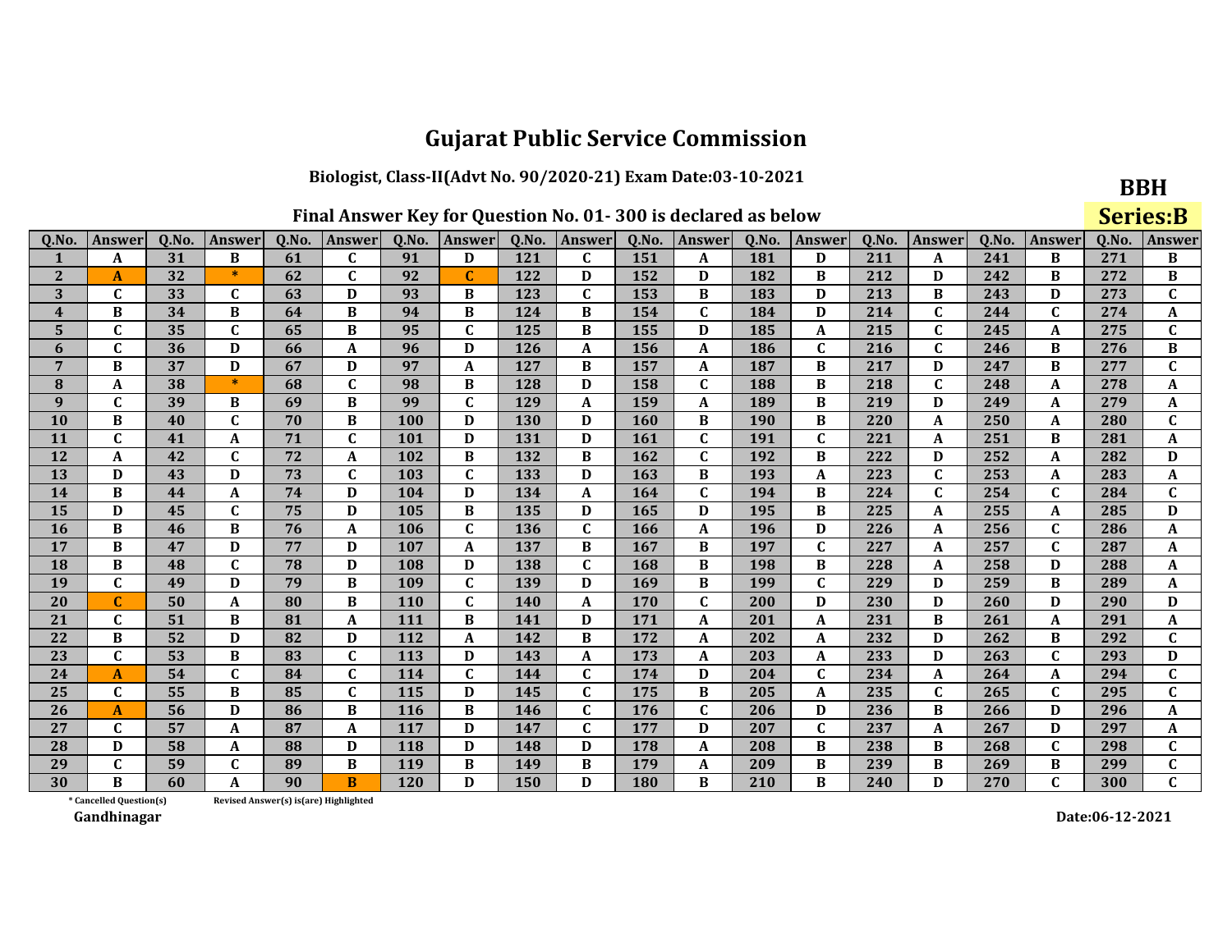# Gujarat Public Service Commission

### Biologist, Class-II(Advt No. 90/2020-21) Exam Date:03-10-2021

**BBH**

**Series:B**

### Final Answer Key for Question No. 01- 300 is declared as below

| Q.No. | Answer | Q.No. | Answer | Q.No. | Answer | Q.No. | Answer | Q.No. | Answer | Q.No. | Answer | Q.No. | Answer | Q.No. | Answer | Q.No. | Answer | Q.No. | Answer |
|---|---|---|---|---|---|---|---|---|---|---|---|---|---|---|---|---|---|---|---|
| 1 | A | 31 | B | 61 | C | 91 | D | 121 | C | 151 | A | 181 | D | 211 | A | 241 | B | 271 | B |
| 2 | A | 32 | * | 62 | C | 92 | C | 122 | D | 152 | D | 182 | B | 212 | D | 242 | B | 272 | B |
| 3 | C | 33 | C | 63 | D | 93 | B | 123 | C | 153 | B | 183 | D | 213 | B | 243 | D | 273 | C |
| 4 | B | 34 | B | 64 | B | 94 | B | 124 | B | 154 | C | 184 | D | 214 | C | 244 | C | 274 | A |
| 5 | C | 35 | C | 65 | B | 95 | C | 125 | B | 155 | D | 185 | A | 215 | C | 245 | A | 275 | C |
| 6 | C | 36 | D | 66 | A | 96 | D | 126 | A | 156 | A | 186 | C | 216 | C | 246 | B | 276 | B |
| 7 | B | 37 | D | 67 | D | 97 | A | 127 | B | 157 | A | 187 | B | 217 | D | 247 | B | 277 | C |
| 8 | A | 38 | * | 68 | C | 98 | B | 128 | D | 158 | C | 188 | B | 218 | C | 248 | A | 278 | A |
| 9 | C | 39 | B | 69 | B | 99 | C | 129 | A | 159 | A | 189 | B | 219 | D | 249 | A | 279 | A |
| 10 | B | 40 | C | 70 | B | 100 | D | 130 | D | 160 | B | 190 | B | 220 | A | 250 | A | 280 | C |
| 11 | C | 41 | A | 71 | C | 101 | D | 131 | D | 161 | C | 191 | C | 221 | A | 251 | B | 281 | A |
| 12 | A | 42 | C | 72 | A | 102 | B | 132 | B | 162 | C | 192 | B | 222 | D | 252 | A | 282 | D |
| 13 | D | 43 | D | 73 | C | 103 | C | 133 | D | 163 | B | 193 | A | 223 | C | 253 | A | 283 | A |
| 14 | B | 44 | A | 74 | D | 104 | D | 134 | A | 164 | C | 194 | B | 224 | C | 254 | C | 284 | C |
| 15 | D | 45 | C | 75 | D | 105 | B | 135 | D | 165 | D | 195 | B | 225 | A | 255 | A | 285 | D |
| 16 | B | 46 | B | 76 | A | 106 | C | 136 | C | 166 | A | 196 | D | 226 | A | 256 | C | 286 | A |
| 17 | B | 47 | D | 77 | D | 107 | A | 137 | B | 167 | B | 197 | C | 227 | A | 257 | C | 287 | A |
| 18 | B | 48 | C | 78 | D | 108 | D | 138 | C | 168 | B | 198 | B | 228 | A | 258 | D | 288 | A |
| 19 | C | 49 | D | 79 | B | 109 | C | 139 | D | 169 | B | 199 | C | 229 | D | 259 | B | 289 | A |
| 20 | C | 50 | A | 80 | B | 110 | C | 140 | A | 170 | C | 200 | D | 230 | D | 260 | D | 290 | D |
| 21 | C | 51 | B | 81 | A | 111 | B | 141 | D | 171 | A | 201 | A | 231 | B | 261 | A | 291 | A |
| 22 | B | 52 | D | 82 | D | 112 | A | 142 | B | 172 | A | 202 | A | 232 | D | 262 | B | 292 | C |
| 23 | C | 53 | B | 83 | C | 113 | D | 143 | A | 173 | A | 203 | A | 233 | D | 263 | C | 293 | D |
| 24 | A | 54 | C | 84 | C | 114 | C | 144 | C | 174 | D | 204 | C | 234 | A | 264 | A | 294 | C |
| 25 | C | 55 | B | 85 | C | 115 | D | 145 | C | 175 | B | 205 | A | 235 | C | 265 | C | 295 | C |
| 26 | A | 56 | D | 86 | B | 116 | B | 146 | C | 176 | C | 206 | D | 236 | B | 266 | D | 296 | A |
| 27 | C | 57 | A | 87 | A | 117 | D | 147 | C | 177 | D | 207 | C | 237 | A | 267 | D | 297 | A |
| 28 | D | 58 | A | 88 | D | 118 | D | 148 | D | 178 | A | 208 | B | 238 | B | 268 | C | 298 | C |
| 29 | C | 59 | C | 89 | B | 119 | B | 149 | B | 179 | A | 209 | B | 239 | B | 269 | B | 299 | C |
| 30 | B | 60 | A | 90 | B | 120 | D | 150 | D | 180 | B | 210 | B | 240 | D | 270 | C | 300 | C |

\* Cancelled Question(s)    Revised Answer(s) is(are) Highlighted

Gandhinagar

Date:06-12-2021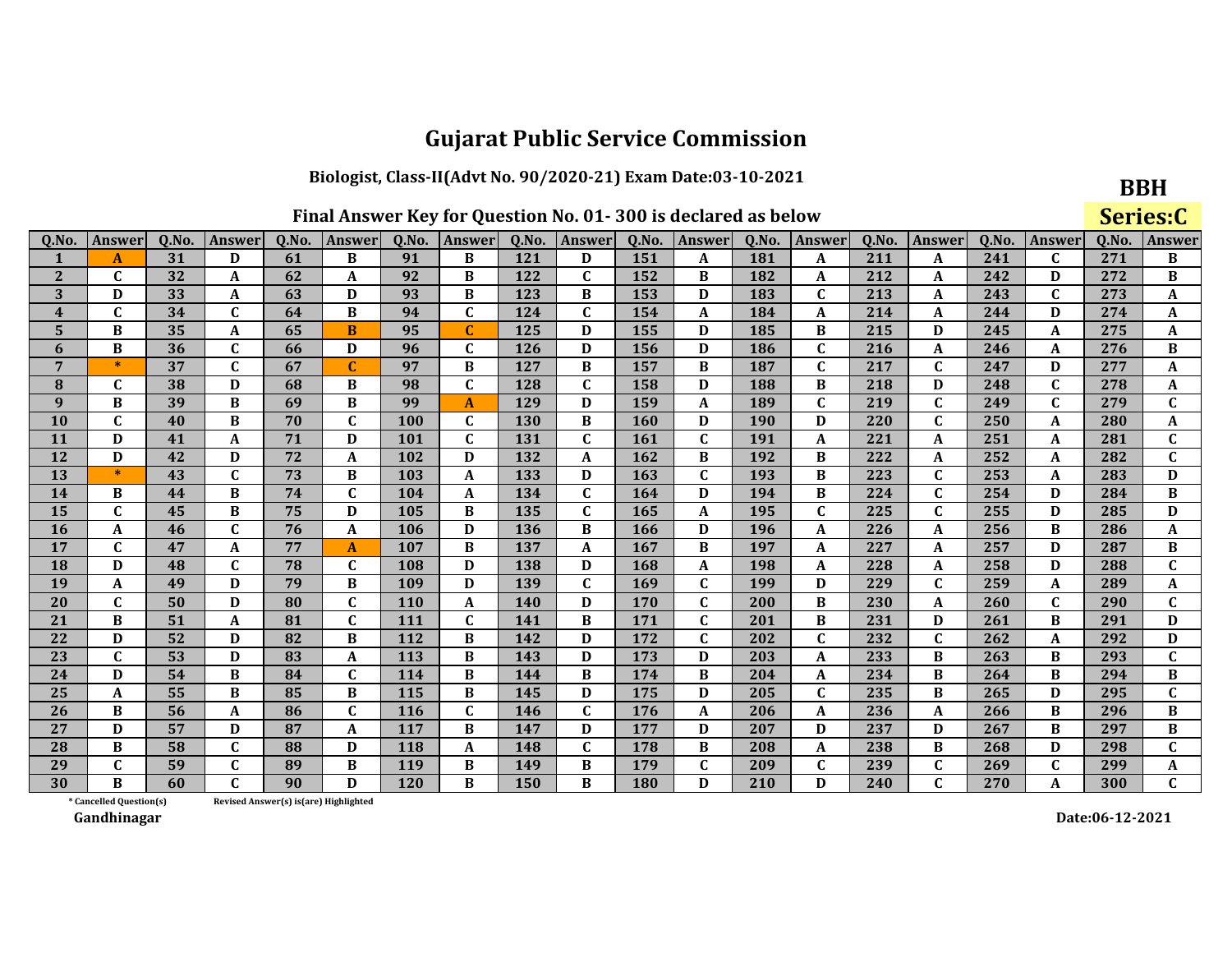# Gujarat Public Service Commission

## Biologist, Class-II(Advt No. 90/2020-21) Exam Date:03-10-2021

**BBH**

**Series:C**

### Final Answer Key for Question No. 01- 300 is declared as below

| Q.No. | Answer | Q.No. | Answer | Q.No. | Answer | Q.No. | Answer | Q.No. | Answer | Q.No. | Answer | Q.No. | Answer | Q.No. | Answer | Q.No. | Answer | Q.No. | Answer |
|---|---|---|---|---|---|---|---|---|---|---|---|---|---|---|---|---|---|---|---|
| 1 | A | 31 | D | 61 | B | 91 | B | 121 | D | 151 | A | 181 | A | 211 | A | 241 | C | 271 | B |
| 2 | C | 32 | A | 62 | A | 92 | B | 122 | C | 152 | B | 182 | A | 212 | A | 242 | D | 272 | B |
| 3 | D | 33 | A | 63 | D | 93 | B | 123 | B | 153 | D | 183 | C | 213 | A | 243 | C | 273 | A |
| 4 | C | 34 | C | 64 | B | 94 | C | 124 | C | 154 | A | 184 | A | 214 | A | 244 | D | 274 | A |
| 5 | B | 35 | A | 65 | B | 95 | C | 125 | D | 155 | D | 185 | B | 215 | D | 245 | A | 275 | A |
| 6 | B | 36 | C | 66 | D | 96 | C | 126 | D | 156 | D | 186 | C | 216 | A | 246 | A | 276 | B |
| 7 | * | 37 | C | 67 | C | 97 | B | 127 | B | 157 | B | 187 | C | 217 | C | 247 | D | 277 | A |
| 8 | C | 38 | D | 68 | B | 98 | C | 128 | C | 158 | D | 188 | B | 218 | D | 248 | C | 278 | A |
| 9 | B | 39 | B | 69 | B | 99 | A | 129 | D | 159 | A | 189 | C | 219 | C | 249 | C | 279 | C |
| 10 | C | 40 | B | 70 | C | 100 | C | 130 | B | 160 | D | 190 | D | 220 | C | 250 | A | 280 | A |
| 11 | D | 41 | A | 71 | D | 101 | C | 131 | C | 161 | C | 191 | A | 221 | A | 251 | A | 281 | C |
| 12 | D | 42 | D | 72 | A | 102 | D | 132 | A | 162 | B | 192 | B | 222 | A | 252 | A | 282 | C |
| 13 | * | 43 | C | 73 | B | 103 | A | 133 | D | 163 | C | 193 | B | 223 | C | 253 | A | 283 | D |
| 14 | B | 44 | B | 74 | C | 104 | A | 134 | C | 164 | D | 194 | B | 224 | C | 254 | D | 284 | B |
| 15 | C | 45 | B | 75 | D | 105 | B | 135 | C | 165 | A | 195 | C | 225 | C | 255 | D | 285 | D |
| 16 | A | 46 | C | 76 | A | 106 | D | 136 | B | 166 | D | 196 | A | 226 | A | 256 | B | 286 | A |
| 17 | C | 47 | A | 77 | A | 107 | B | 137 | A | 167 | B | 197 | A | 227 | A | 257 | D | 287 | B |
| 18 | D | 48 | C | 78 | C | 108 | D | 138 | D | 168 | A | 198 | A | 228 | A | 258 | D | 288 | C |
| 19 | A | 49 | D | 79 | B | 109 | D | 139 | C | 169 | C | 199 | D | 229 | C | 259 | A | 289 | A |
| 20 | C | 50 | D | 80 | C | 110 | A | 140 | D | 170 | C | 200 | B | 230 | A | 260 | C | 290 | C |
| 21 | B | 51 | A | 81 | C | 111 | C | 141 | B | 171 | C | 201 | B | 231 | D | 261 | B | 291 | D |
| 22 | D | 52 | D | 82 | B | 112 | B | 142 | D | 172 | C | 202 | C | 232 | C | 262 | A | 292 | D |
| 23 | C | 53 | D | 83 | A | 113 | B | 143 | D | 173 | D | 203 | A | 233 | B | 263 | B | 293 | C |
| 24 | D | 54 | B | 84 | C | 114 | B | 144 | B | 174 | B | 204 | A | 234 | B | 264 | B | 294 | B |
| 25 | A | 55 | B | 85 | B | 115 | B | 145 | D | 175 | D | 205 | C | 235 | B | 265 | D | 295 | C |
| 26 | B | 56 | A | 86 | C | 116 | C | 146 | C | 176 | A | 206 | A | 236 | A | 266 | B | 296 | B |
| 27 | D | 57 | D | 87 | A | 117 | B | 147 | D | 177 | D | 207 | D | 237 | D | 267 | B | 297 | B |
| 28 | B | 58 | C | 88 | D | 118 | A | 148 | C | 178 | B | 208 | A | 238 | B | 268 | D | 298 | C |
| 29 | C | 59 | C | 89 | B | 119 | B | 149 | B | 179 | C | 209 | C | 239 | C | 269 | C | 299 | A |
| 30 | B | 60 | C | 90 | D | 120 | B | 150 | B | 180 | D | 210 | D | 240 | C | 270 | A | 300 | C |

\* Cancelled Question(s)     Revised Answer(s) is(are) Highlighted

Gandhinagar

Date:06-12-2021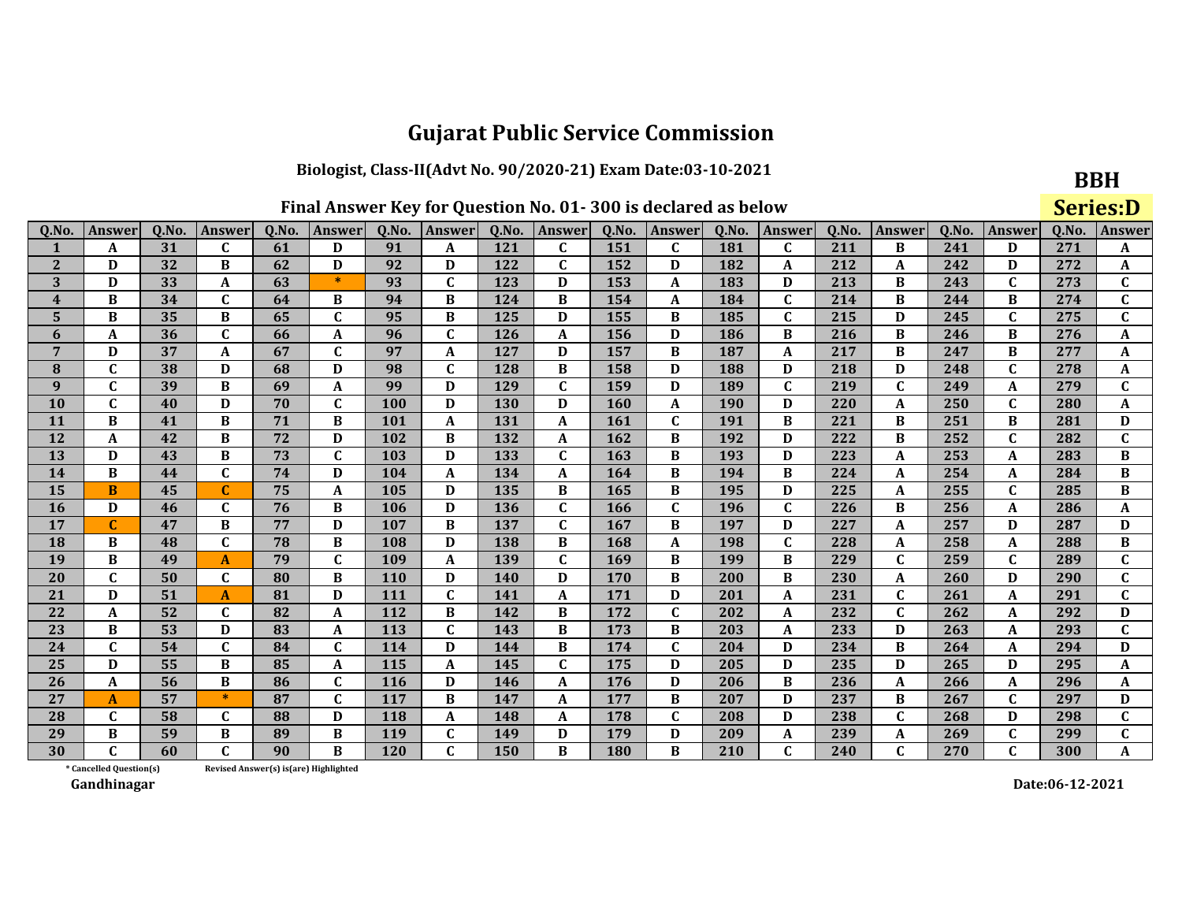# Gujarat Public Service Commission

## Biologist, Class-II(Advt No. 90/2020-21) Exam Date:03-10-2021

**BBH**

**Series:D**

### Final Answer Key for Question No. 01- 300 is declared as below

| Q.No. | Answer | Q.No. | Answer | Q.No. | Answer | Q.No. | Answer | Q.No. | Answer | Q.No. | Answer | Q.No. | Answer | Q.No. | Answer | Q.No. | Answer | Q.No. | Answer |
|---|---|---|---|---|---|---|---|---|---|---|---|---|---|---|---|---|---|---|---|
| 1 | A | 31 | C | 61 | D | 91 | A | 121 | C | 151 | C | 181 | C | 211 | B | 241 | D | 271 | A |
| 2 | D | 32 | B | 62 | D | 92 | D | 122 | C | 152 | D | 182 | A | 212 | A | 242 | D | 272 | A |
| 3 | D | 33 | A | 63 | * | 93 | C | 123 | D | 153 | A | 183 | D | 213 | B | 243 | C | 273 | C |
| 4 | B | 34 | C | 64 | B | 94 | B | 124 | B | 154 | A | 184 | C | 214 | B | 244 | B | 274 | C |
| 5 | B | 35 | B | 65 | C | 95 | B | 125 | D | 155 | B | 185 | C | 215 | D | 245 | C | 275 | C |
| 6 | A | 36 | C | 66 | A | 96 | C | 126 | A | 156 | D | 186 | B | 216 | B | 246 | B | 276 | A |
| 7 | D | 37 | A | 67 | C | 97 | A | 127 | D | 157 | B | 187 | A | 217 | B | 247 | B | 277 | A |
| 8 | C | 38 | D | 68 | D | 98 | C | 128 | B | 158 | D | 188 | D | 218 | D | 248 | C | 278 | A |
| 9 | C | 39 | B | 69 | A | 99 | D | 129 | C | 159 | D | 189 | C | 219 | C | 249 | A | 279 | C |
| 10 | C | 40 | D | 70 | C | 100 | D | 130 | D | 160 | A | 190 | D | 220 | A | 250 | C | 280 | A |
| 11 | B | 41 | B | 71 | B | 101 | A | 131 | A | 161 | C | 191 | B | 221 | B | 251 | B | 281 | D |
| 12 | A | 42 | B | 72 | D | 102 | B | 132 | A | 162 | B | 192 | D | 222 | B | 252 | C | 282 | C |
| 13 | D | 43 | B | 73 | C | 103 | D | 133 | C | 163 | B | 193 | D | 223 | A | 253 | A | 283 | B |
| 14 | B | 44 | C | 74 | D | 104 | A | 134 | A | 164 | B | 194 | B | 224 | A | 254 | A | 284 | B |
| 15 | B | 45 | C | 75 | A | 105 | D | 135 | B | 165 | B | 195 | D | 225 | A | 255 | C | 285 | B |
| 16 | D | 46 | C | 76 | B | 106 | D | 136 | C | 166 | C | 196 | C | 226 | B | 256 | A | 286 | A |
| 17 | C | 47 | B | 77 | D | 107 | B | 137 | C | 167 | B | 197 | D | 227 | A | 257 | D | 287 | D |
| 18 | B | 48 | C | 78 | B | 108 | D | 138 | B | 168 | A | 198 | C | 228 | A | 258 | A | 288 | B |
| 19 | B | 49 | A | 79 | C | 109 | A | 139 | C | 169 | B | 199 | B | 229 | C | 259 | C | 289 | C |
| 20 | C | 50 | C | 80 | B | 110 | D | 140 | D | 170 | B | 200 | B | 230 | A | 260 | D | 290 | C |
| 21 | D | 51 | A | 81 | D | 111 | C | 141 | A | 171 | D | 201 | A | 231 | C | 261 | A | 291 | C |
| 22 | A | 52 | C | 82 | A | 112 | B | 142 | B | 172 | C | 202 | A | 232 | C | 262 | A | 292 | D |
| 23 | B | 53 | D | 83 | A | 113 | C | 143 | B | 173 | B | 203 | A | 233 | D | 263 | A | 293 | C |
| 24 | C | 54 | C | 84 | C | 114 | D | 144 | B | 174 | C | 204 | D | 234 | B | 264 | A | 294 | D |
| 25 | D | 55 | B | 85 | A | 115 | A | 145 | C | 175 | D | 205 | D | 235 | D | 265 | D | 295 | A |
| 26 | A | 56 | B | 86 | C | 116 | D | 146 | A | 176 | D | 206 | B | 236 | A | 266 | A | 296 | A |
| 27 | A | 57 | * | 87 | C | 117 | B | 147 | A | 177 | B | 207 | D | 237 | B | 267 | C | 297 | D |
| 28 | C | 58 | C | 88 | D | 118 | A | 148 | A | 178 | C | 208 | D | 238 | C | 268 | D | 298 | C |
| 29 | B | 59 | B | 89 | B | 119 | C | 149 | D | 179 | D | 209 | A | 239 | A | 269 | C | 299 | C |
| 30 | C | 60 | C | 90 | B | 120 | C | 150 | B | 180 | B | 210 | C | 240 | C | 270 | C | 300 | A |

* Cancelled Question(s)

Revised Answer(s) is(are) Highlighted

Gandhinagar

Date:06-12-2021